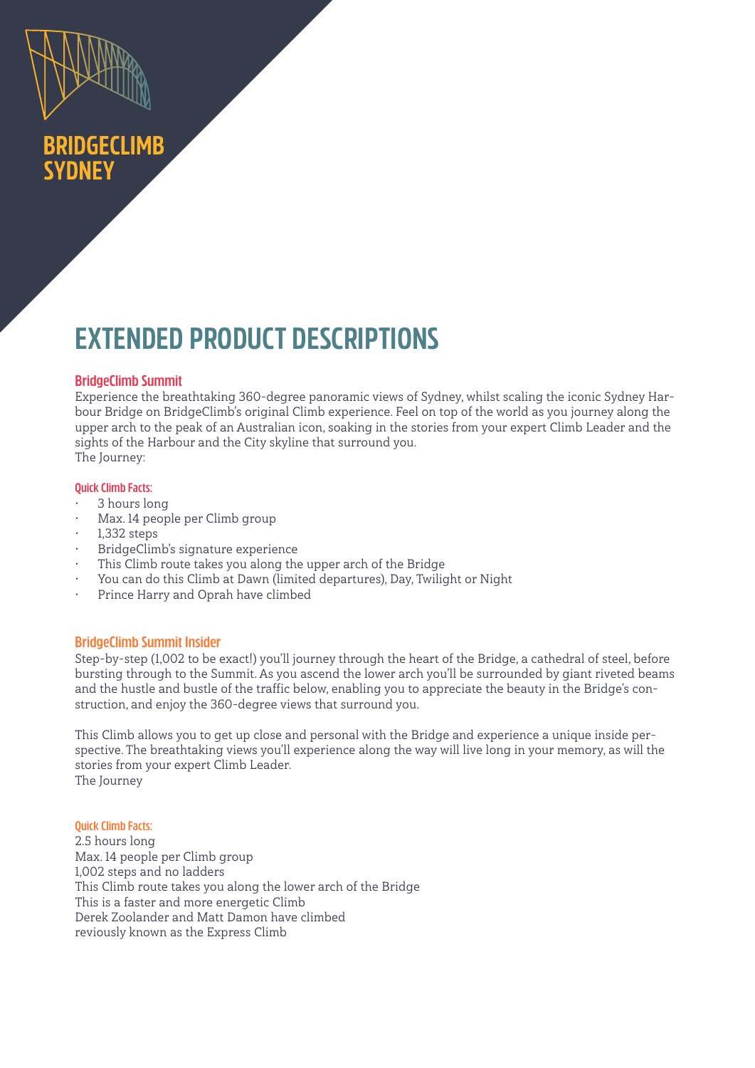# BRIDGECLIMB SYDNEY

# EXTENDED PRODUCT DESCRIPTIONS

## BridgeClimb Summit

Experience the breathtaking 360-degree panoramic views of Sydney, whilst scaling the iconic Sydney Harbour Bridge on BridgeClimb's original Climb experience. Feel on top of the world as you journey along the upper arch to the peak of an Australian icon, soaking in the stories from your expert Climb Leader and the sights of the Harbour and the City skyline that surround you.
The Journey:

### Quick Climb Facts:

- 3 hours long
- Max. 14 people per Climb group
- 1,332 steps
- BridgeClimb's signature experience
- This Climb route takes you along the upper arch of the Bridge
- You can do this Climb at Dawn (limited departures), Day, Twilight or Night
- Prince Harry and Oprah have climbed

## BridgeClimb Summit Insider

Step-by-step (1,002 to be exact!) you'll journey through the heart of the Bridge, a cathedral of steel, before bursting through to the Summit. As you ascend the lower arch you'll be surrounded by giant riveted beams and the hustle and bustle of the traffic below, enabling you to appreciate the beauty in the Bridge's construction, and enjoy the 360-degree views that surround you.

This Climb allows you to get up close and personal with the Bridge and experience a unique inside perspective. The breathtaking views you'll experience along the way will live long in your memory, as will the stories from your expert Climb Leader.
The Journey

### Quick Climb Facts:

2.5 hours long
Max. 14 people per Climb group
1,002 steps and no ladders
This Climb route takes you along the lower arch of the Bridge
This is a faster and more energetic Climb
Derek Zoolander and Matt Damon have climbed
reviously known as the Express Climb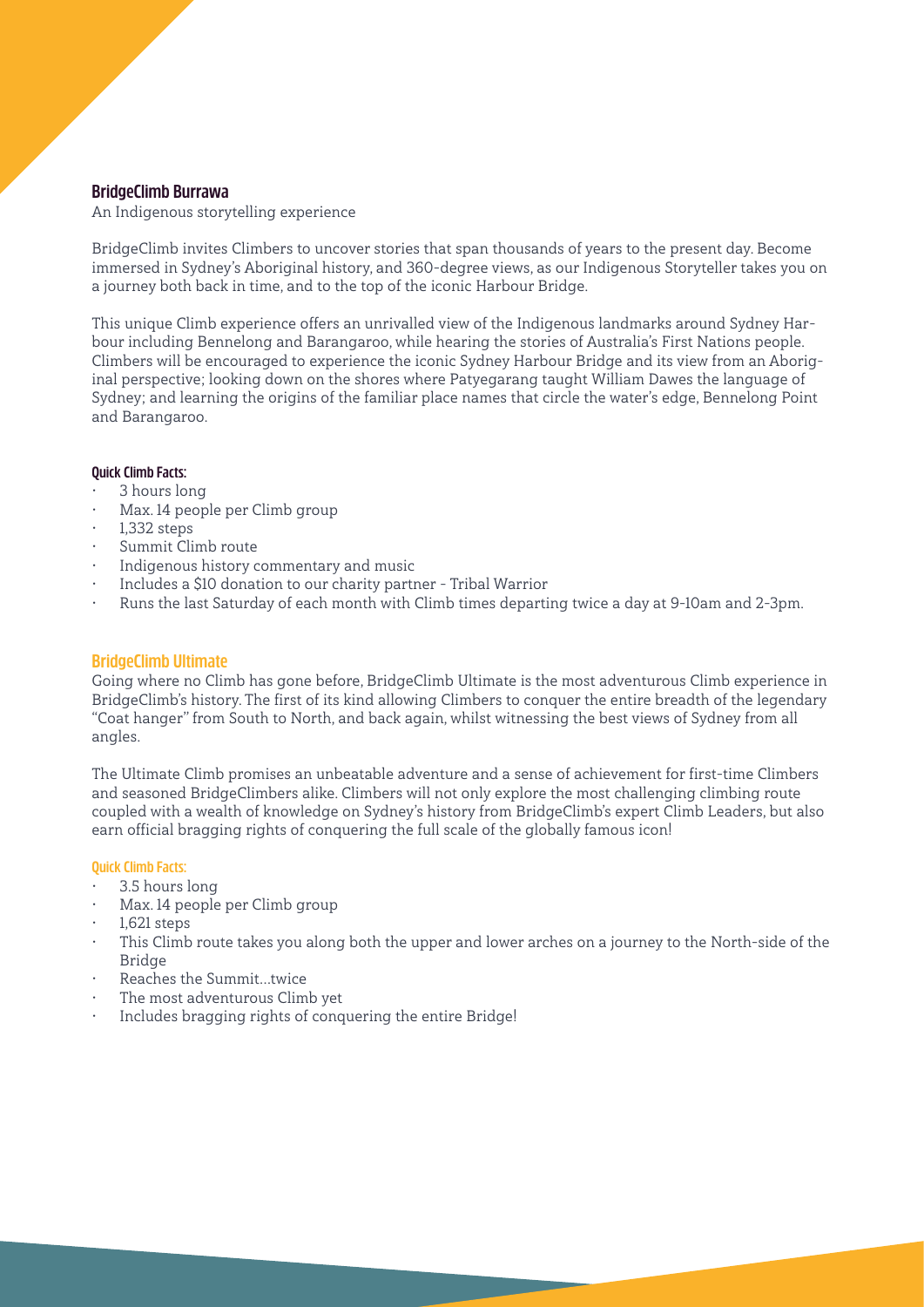## BridgeClimb Burrawa

An Indigenous storytelling experience

BridgeClimb invites Climbers to uncover stories that span thousands of years to the present day. Become immersed in Sydney's Aboriginal history, and 360-degree views, as our Indigenous Storyteller takes you on a journey both back in time, and to the top of the iconic Harbour Bridge.

This unique Climb experience offers an unrivalled view of the Indigenous landmarks around Sydney Harbour including Bennelong and Barangaroo, while hearing the stories of Australia's First Nations people. Climbers will be encouraged to experience the iconic Sydney Harbour Bridge and its view from an Aboriginal perspective; looking down on the shores where Patyegarang taught William Dawes the language of Sydney; and learning the origins of the familiar place names that circle the water's edge, Bennelong Point and Barangaroo.

#### Quick Climb Facts:

- 3 hours long
- Max. 14 people per Climb group
- 1,332 steps
- Summit Climb route
- Indigenous history commentary and music
- Includes a $10 donation to our charity partner - Tribal Warrior
- Runs the last Saturday of each month with Climb times departing twice a day at 9-10am and 2-3pm.

## BridgeClimb Ultimate

Going where no Climb has gone before, BridgeClimb Ultimate is the most adventurous Climb experience in BridgeClimb's history. The first of its kind allowing Climbers to conquer the entire breadth of the legendary "Coat hanger" from South to North, and back again, whilst witnessing the best views of Sydney from all angles.

The Ultimate Climb promises an unbeatable adventure and a sense of achievement for first-time Climbers and seasoned BridgeClimbers alike. Climbers will not only explore the most challenging climbing route coupled with a wealth of knowledge on Sydney's history from BridgeClimb's expert Climb Leaders, but also earn official bragging rights of conquering the full scale of the globally famous icon!

#### Quick Climb Facts:

- 3.5 hours long
- Max. 14 people per Climb group
- 1,621 steps
- This Climb route takes you along both the upper and lower arches on a journey to the North-side of the Bridge
- Reaches the Summit…twice
- The most adventurous Climb yet
- Includes bragging rights of conquering the entire Bridge!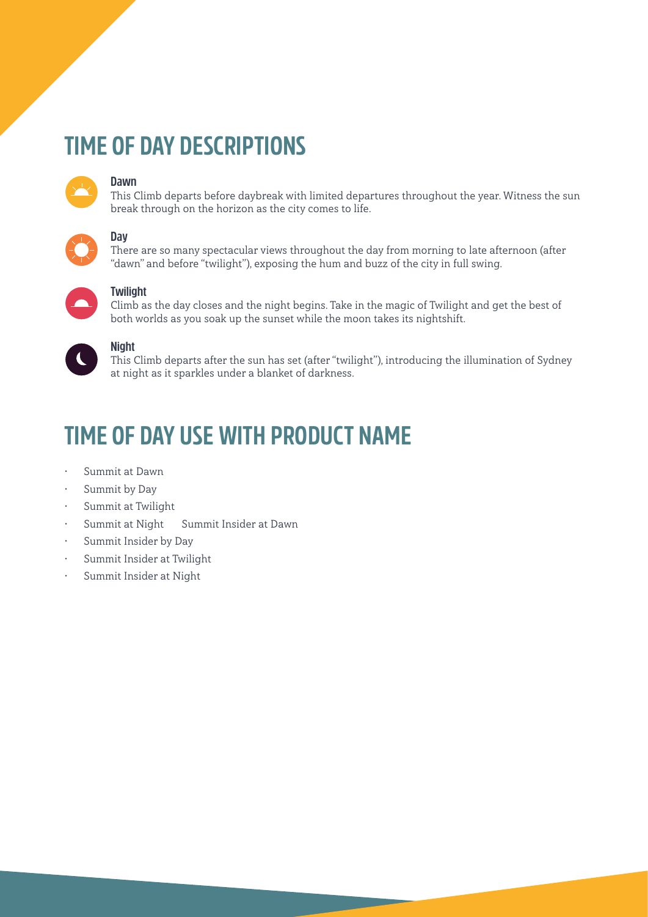# TIME OF DAY DESCRIPTIONS

### Dawn

This Climb departs before daybreak with limited departures throughout the year. Witness the sun break through on the horizon as the city comes to life.

### Day

There are so many spectacular views throughout the day from morning to late afternoon (after "dawn" and before "twilight"), exposing the hum and buzz of the city in full swing.

### Twilight

Climb as the day closes and the night begins. Take in the magic of Twilight and get the best of both worlds as you soak up the sunset while the moon takes its nightshift.

### Night

This Climb departs after the sun has set (after "twilight"), introducing the illumination of Sydney at night as it sparkles under a blanket of darkness.

# TIME OF DAY USE WITH PRODUCT NAME

- Summit at Dawn
- Summit by Day
- Summit at Twilight
- Summit at Night Summit Insider at Dawn
- Summit Insider by Day
- Summit Insider at Twilight
- Summit Insider at Night